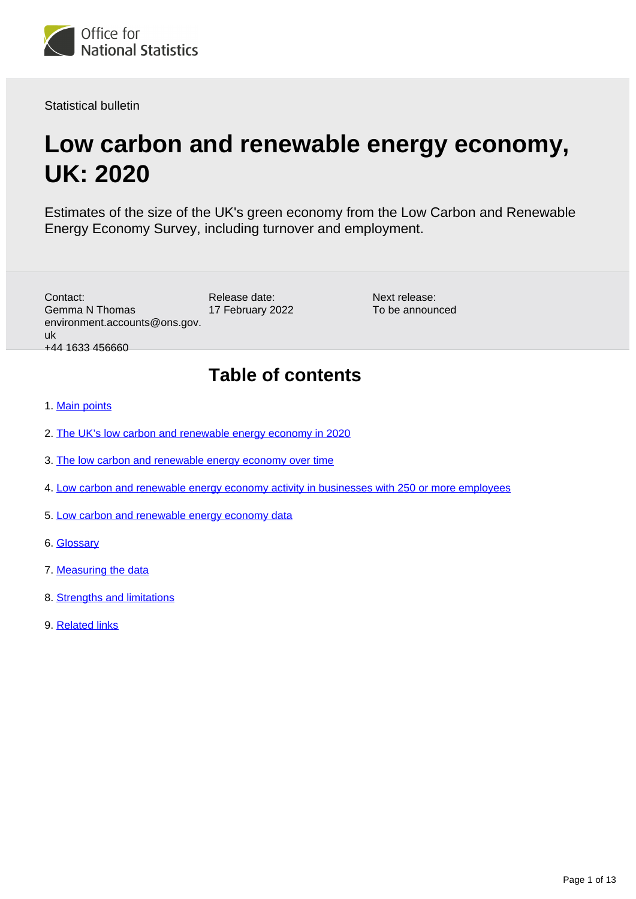Office for National Statistics

Statistical bulletin

# Low carbon and renewable energy economy, UK: 2020

Estimates of the size of the UK's green economy from the Low Carbon and Renewable Energy Economy Survey, including turnover and employment.

Contact:
Gemma N Thomas
environment.accounts@ons.gov.uk
+44 1633 456660

Release date:
17 February 2022

Next release:
To be announced

## Table of contents

1. Main points
2. The UK's low carbon and renewable energy economy in 2020
3. The low carbon and renewable energy economy over time
4. Low carbon and renewable energy economy activity in businesses with 250 or more employees
5. Low carbon and renewable energy economy data
6. Glossary
7. Measuring the data
8. Strengths and limitations
9. Related links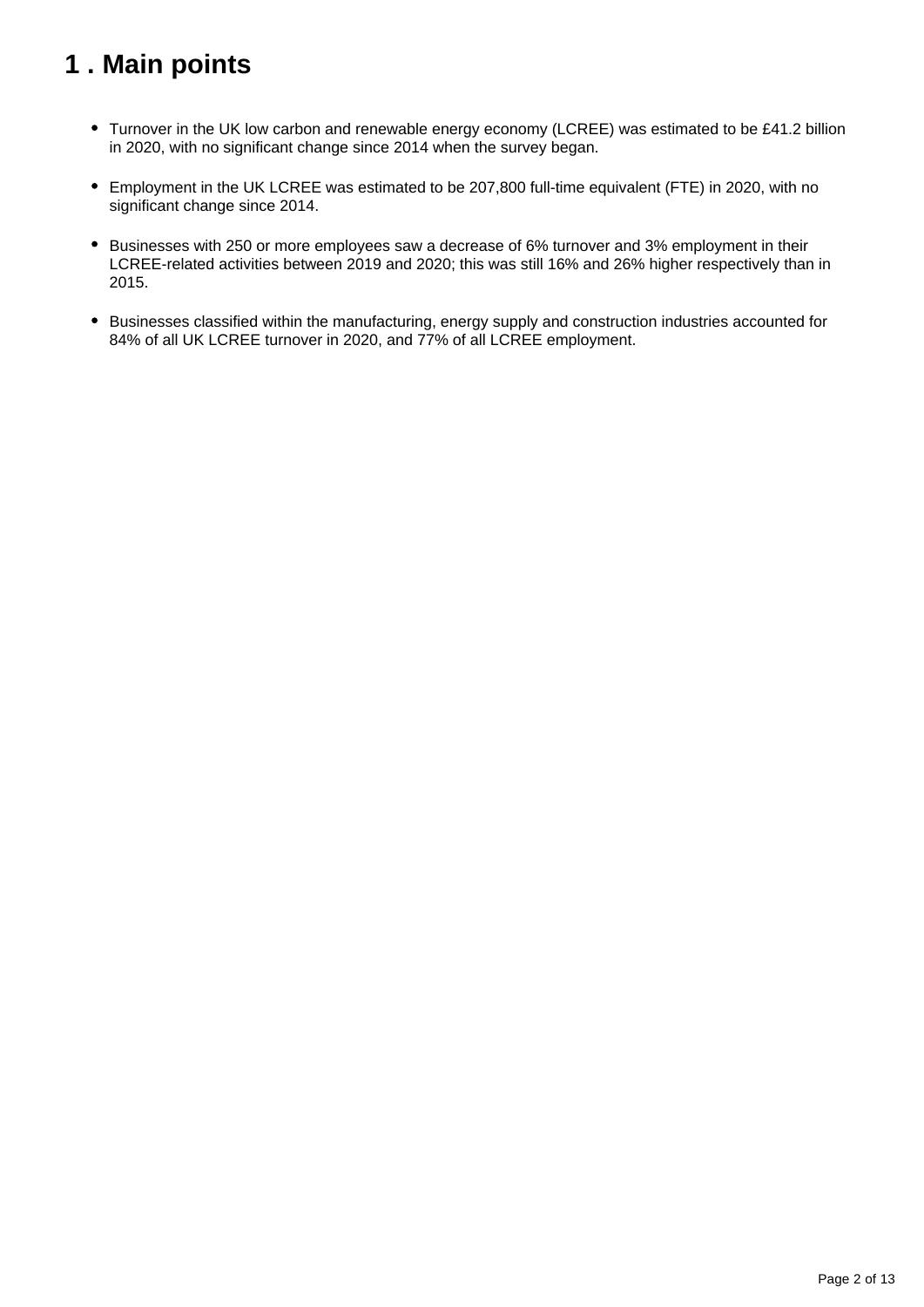# 1 . Main points

- Turnover in the UK low carbon and renewable energy economy (LCREE) was estimated to be £41.2 billion in 2020, with no significant change since 2014 when the survey began.
- Employment in the UK LCREE was estimated to be 207,800 full-time equivalent (FTE) in 2020, with no significant change since 2014.
- Businesses with 250 or more employees saw a decrease of 6% turnover and 3% employment in their LCREE-related activities between 2019 and 2020; this was still 16% and 26% higher respectively than in 2015.
- Businesses classified within the manufacturing, energy supply and construction industries accounted for 84% of all UK LCREE turnover in 2020, and 77% of all LCREE employment.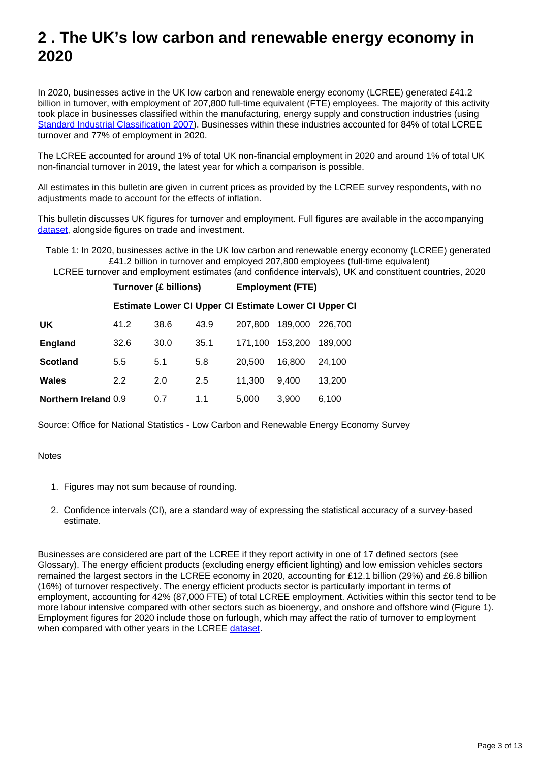# 2 . The UK's low carbon and renewable energy economy in 2020

In 2020, businesses active in the UK low carbon and renewable energy economy (LCREE) generated £41.2 billion in turnover, with employment of 207,800 full-time equivalent (FTE) employees. The majority of this activity took place in businesses classified within the manufacturing, energy supply and construction industries (using [Standard Industrial Classification 2007](#)). Businesses within these industries accounted for 84% of total LCREE turnover and 77% of employment in 2020.

The LCREE accounted for around 1% of total UK non-financial employment in 2020 and around 1% of total UK non-financial turnover in 2019, the latest year for which a comparison is possible.

All estimates in this bulletin are given in current prices as provided by the LCREE survey respondents, with no adjustments made to account for the effects of inflation.

This bulletin discusses UK figures for turnover and employment. Full figures are available in the accompanying [dataset](#), alongside figures on trade and investment.

Table 1: In 2020, businesses active in the UK low carbon and renewable energy economy (LCREE) generated £41.2 billion in turnover and employed 207,800 employees (full-time equivalent)

LCREE turnover and employment estimates (and confidence intervals), UK and constituent countries, 2020

| | Turnover (£ billions) | | | Employment (FTE) | | |
|---|---|---|---|---|---|---|
| | Estimate | Lower CI | Upper CI | Estimate | Lower CI | Upper CI |
| **UK** | 41.2 | 38.6 | 43.9 | 207,800 | 189,000 | 226,700 |
| **England** | 32.6 | 30.0 | 35.1 | 171,100 | 153,200 | 189,000 |
| **Scotland** | 5.5 | 5.1 | 5.8 | 20,500 | 16,800 | 24,100 |
| **Wales** | 2.2 | 2.0 | 2.5 | 11,300 | 9,400 | 13,200 |
| **Northern Ireland** | 0.9 | 0.7 | 1.1 | 5,000 | 3,900 | 6,100 |

Source: Office for National Statistics - Low Carbon and Renewable Energy Economy Survey

Notes

1. Figures may not sum because of rounding.
2. Confidence intervals (CI), are a standard way of expressing the statistical accuracy of a survey-based estimate.

Businesses are considered are part of the LCREE if they report activity in one of 17 defined sectors (see Glossary). The energy efficient products (excluding energy efficient lighting) and low emission vehicles sectors remained the largest sectors in the LCREE economy in 2020, accounting for £12.1 billion (29%) and £6.8 billion (16%) of turnover respectively. The energy efficient products sector is particularly important in terms of employment, accounting for 42% (87,000 FTE) of total LCREE employment. Activities within this sector tend to be more labour intensive compared with other sectors such as bioenergy, and onshore and offshore wind (Figure 1). Employment figures for 2020 include those on furlough, which may affect the ratio of turnover to employment when compared with other years in the LCREE [dataset](#).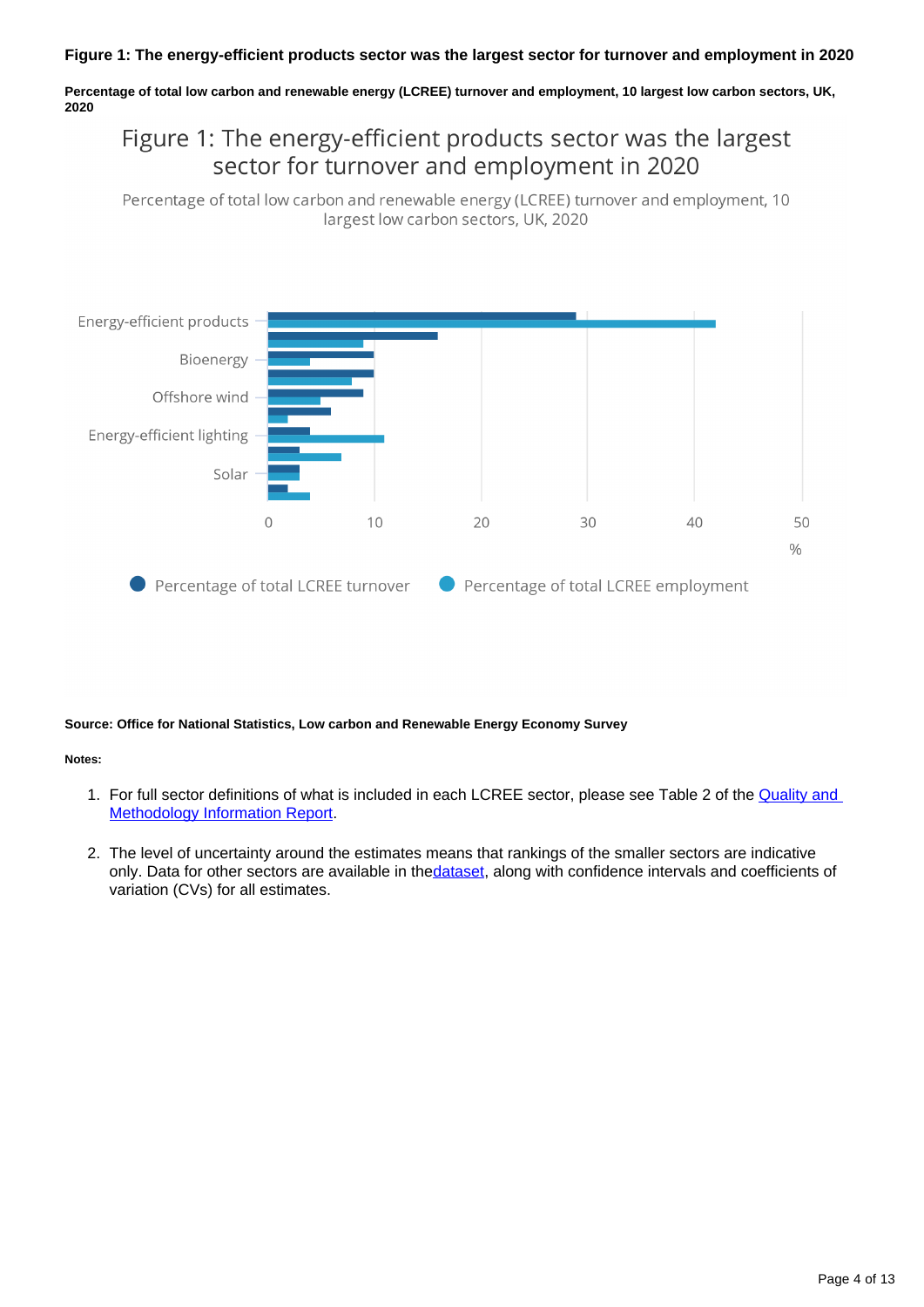**Figure 1: The energy-efficient products sector was the largest sector for turnover and employment in 2020**

**Percentage of total low carbon and renewable energy (LCREE) turnover and employment, 10 largest low carbon sectors, UK, 2020**

Figure 1: The energy-efficient products sector was the largest sector for turnover and employment in 2020

Percentage of total low carbon and renewable energy (LCREE) turnover and employment, 10 largest low carbon sectors, UK, 2020

Energy-efficient products
Bioenergy
Offshore wind
Energy-efficient lighting
Solar

0 10 20 30 40 50
%

Percentage of total LCREE turnover    Percentage of total LCREE employment

**Source: Office for National Statistics, Low carbon and Renewable Energy Economy Survey**

**Notes:**

1. For full sector definitions of what is included in each LCREE sector, please see Table 2 of the Quality and Methodology Information Report.

2. The level of uncertainty around the estimates means that rankings of the smaller sectors are indicative only. Data for other sectors are available in thedataset, along with confidence intervals and coefficients of variation (CVs) for all estimates.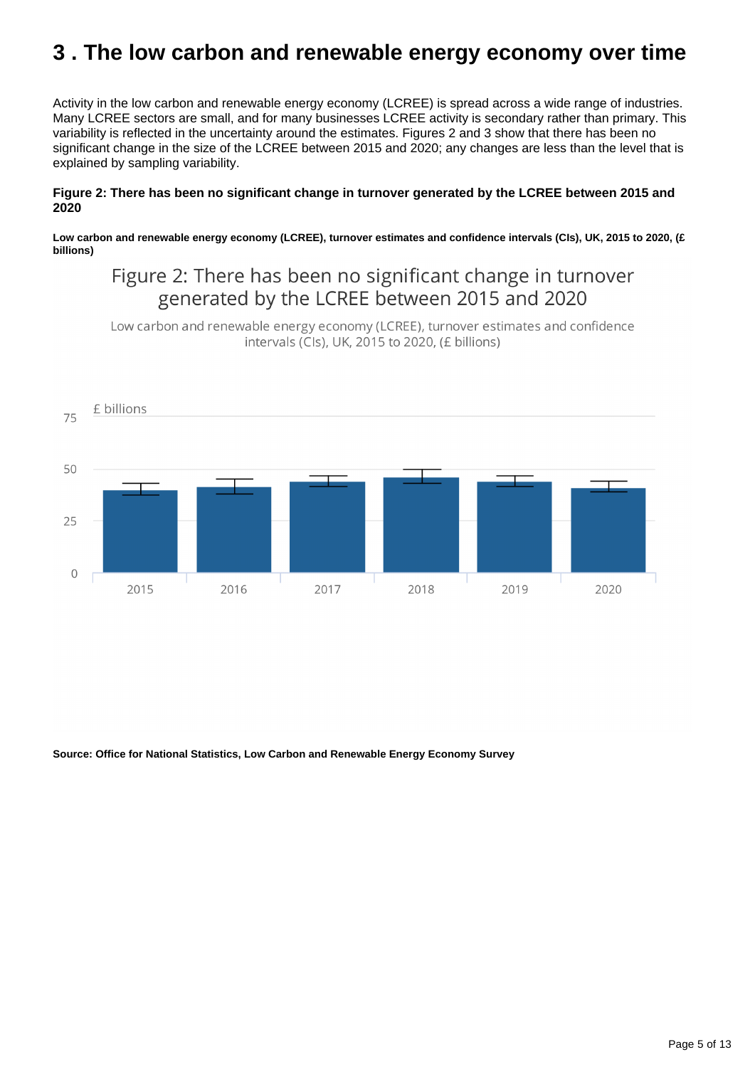# 3 . The low carbon and renewable energy economy over time

Activity in the low carbon and renewable energy economy (LCREE) is spread across a wide range of industries. Many LCREE sectors are small, and for many businesses LCREE activity is secondary rather than primary. This variability is reflected in the uncertainty around the estimates. Figures 2 and 3 show that there has been no significant change in the size of the LCREE between 2015 and 2020; any changes are less than the level that is explained by sampling variability.

**Figure 2: There has been no significant change in turnover generated by the LCREE between 2015 and 2020**

**Low carbon and renewable energy economy (LCREE), turnover estimates and confidence intervals (CIs), UK, 2015 to 2020, (£ billions)**

Figure 2: There has been no significant change in turnover generated by the LCREE between 2015 and 2020

Low carbon and renewable energy economy (LCREE), turnover estimates and confidence intervals (CIs), UK, 2015 to 2020, (£ billions)

£ billions

75

50

25

0

2015 2016 2017 2018 2019 2020

**Source: Office for National Statistics, Low Carbon and Renewable Energy Economy Survey**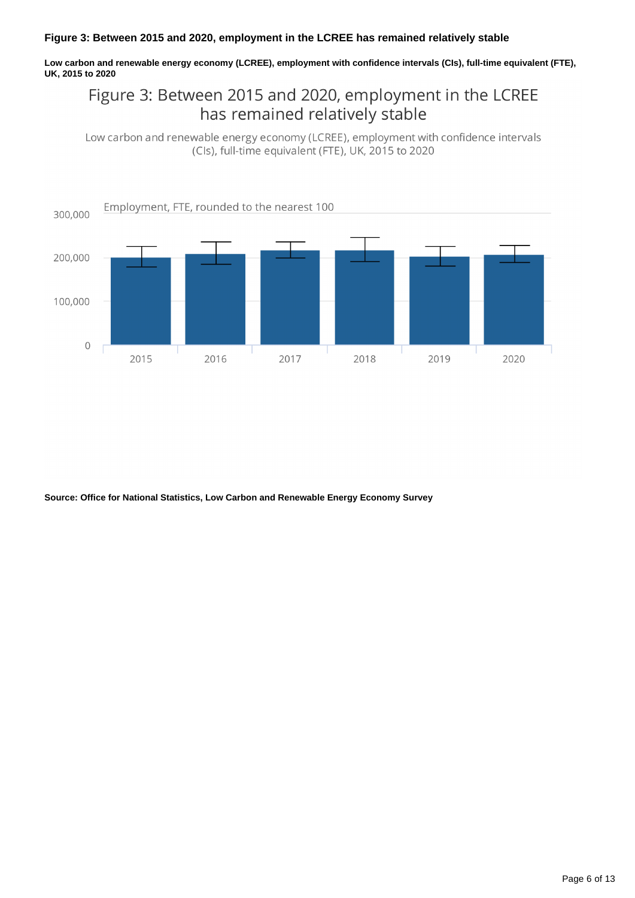### Figure 3: Between 2015 and 2020, employment in the LCREE has remained relatively stable

**Low carbon and renewable energy economy (LCREE), employment with confidence intervals (CIs), full-time equivalent (FTE), UK, 2015 to 2020**

Figure 3: Between 2015 and 2020, employment in the LCREE has remained relatively stable

Low carbon and renewable energy economy (LCREE), employment with confidence intervals (CIs), full-time equivalent (FTE), UK, 2015 to 2020

Employment, FTE, rounded to the nearest 100

300,000

200,000

100,000

0

2015 2016 2017 2018 2019 2020

**Source: Office for National Statistics, Low Carbon and Renewable Energy Economy Survey**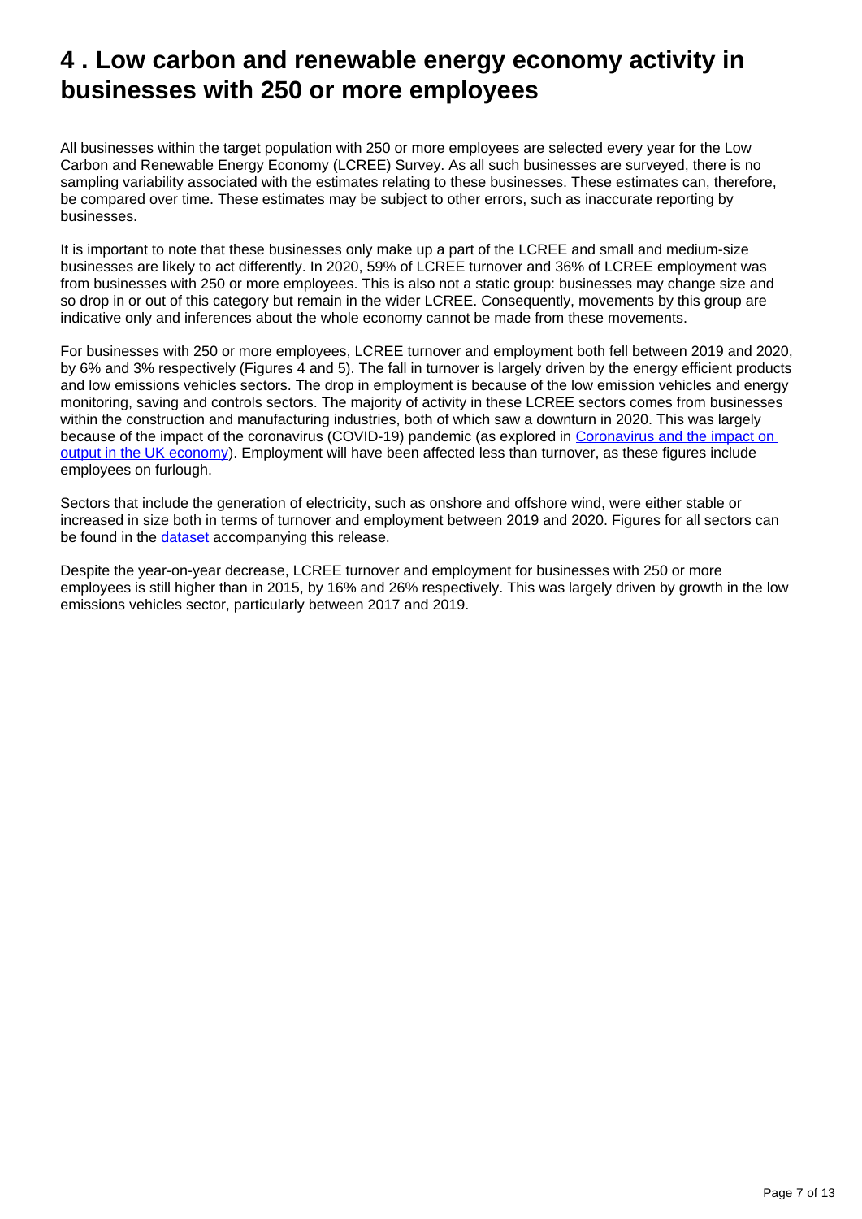# 4 . Low carbon and renewable energy economy activity in businesses with 250 or more employees

All businesses within the target population with 250 or more employees are selected every year for the Low Carbon and Renewable Energy Economy (LCREE) Survey. As all such businesses are surveyed, there is no sampling variability associated with the estimates relating to these businesses. These estimates can, therefore, be compared over time. These estimates may be subject to other errors, such as inaccurate reporting by businesses.

It is important to note that these businesses only make up a part of the LCREE and small and medium-size businesses are likely to act differently. In 2020, 59% of LCREE turnover and 36% of LCREE employment was from businesses with 250 or more employees. This is also not a static group: businesses may change size and so drop in or out of this category but remain in the wider LCREE. Consequently, movements by this group are indicative only and inferences about the whole economy cannot be made from these movements.

For businesses with 250 or more employees, LCREE turnover and employment both fell between 2019 and 2020, by 6% and 3% respectively (Figures 4 and 5). The fall in turnover is largely driven by the energy efficient products and low emissions vehicles sectors. The drop in employment is because of the low emission vehicles and energy monitoring, saving and controls sectors. The majority of activity in these LCREE sectors comes from businesses within the construction and manufacturing industries, both of which saw a downturn in 2020. This was largely because of the impact of the coronavirus (COVID-19) pandemic (as explored in [Coronavirus and the impact on output in the UK economy](#)). Employment will have been affected less than turnover, as these figures include employees on furlough.

Sectors that include the generation of electricity, such as onshore and offshore wind, were either stable or increased in size both in terms of turnover and employment between 2019 and 2020. Figures for all sectors can be found in the [dataset](#) accompanying this release.

Despite the year-on-year decrease, LCREE turnover and employment for businesses with 250 or more employees is still higher than in 2015, by 16% and 26% respectively. This was largely driven by growth in the low emissions vehicles sector, particularly between 2017 and 2019.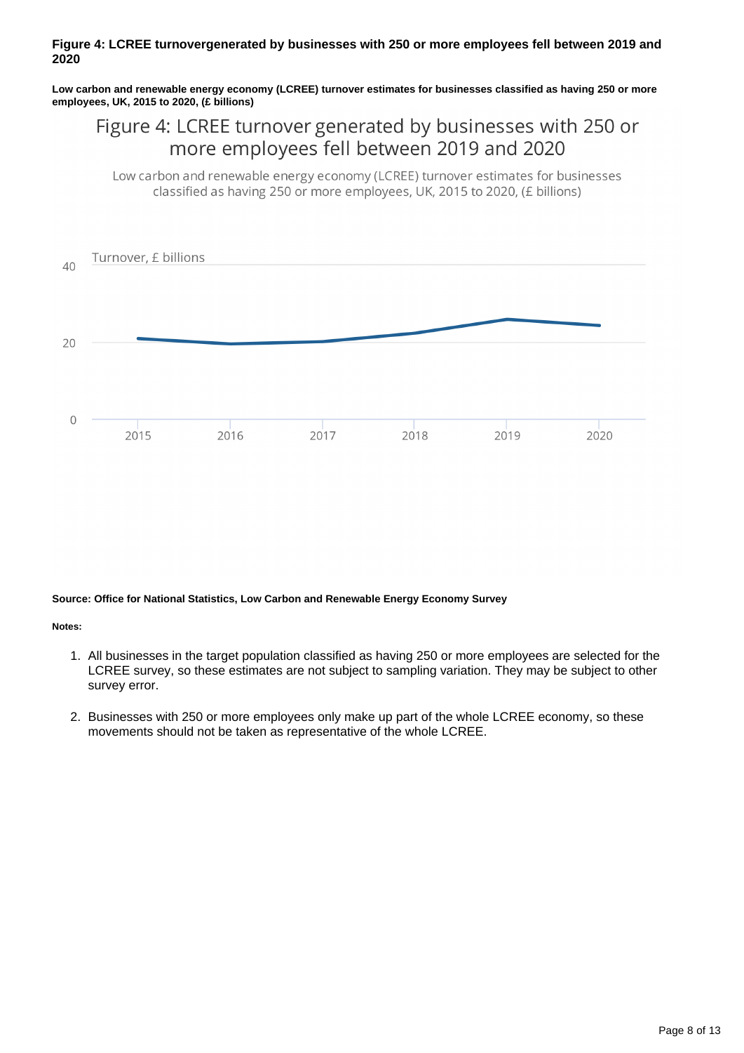### Figure 4: LCREE turnovergenerated by businesses with 250 or more employees fell between 2019 and 2020

**Low carbon and renewable energy economy (LCREE) turnover estimates for businesses classified as having 250 or more employees, UK, 2015 to 2020, (£ billions)**

Figure 4: LCREE turnover generated by businesses with 250 or more employees fell between 2019 and 2020

Low carbon and renewable energy economy (LCREE) turnover estimates for businesses classified as having 250 or more employees, UK, 2015 to 2020, (£ billions)

**Source: Office for National Statistics, Low Carbon and Renewable Energy Economy Survey**

**Notes:**

1. All businesses in the target population classified as having 250 or more employees are selected for the LCREE survey, so these estimates are not subject to sampling variation. They may be subject to other survey error.
2. Businesses with 250 or more employees only make up part of the whole LCREE economy, so these movements should not be taken as representative of the whole LCREE.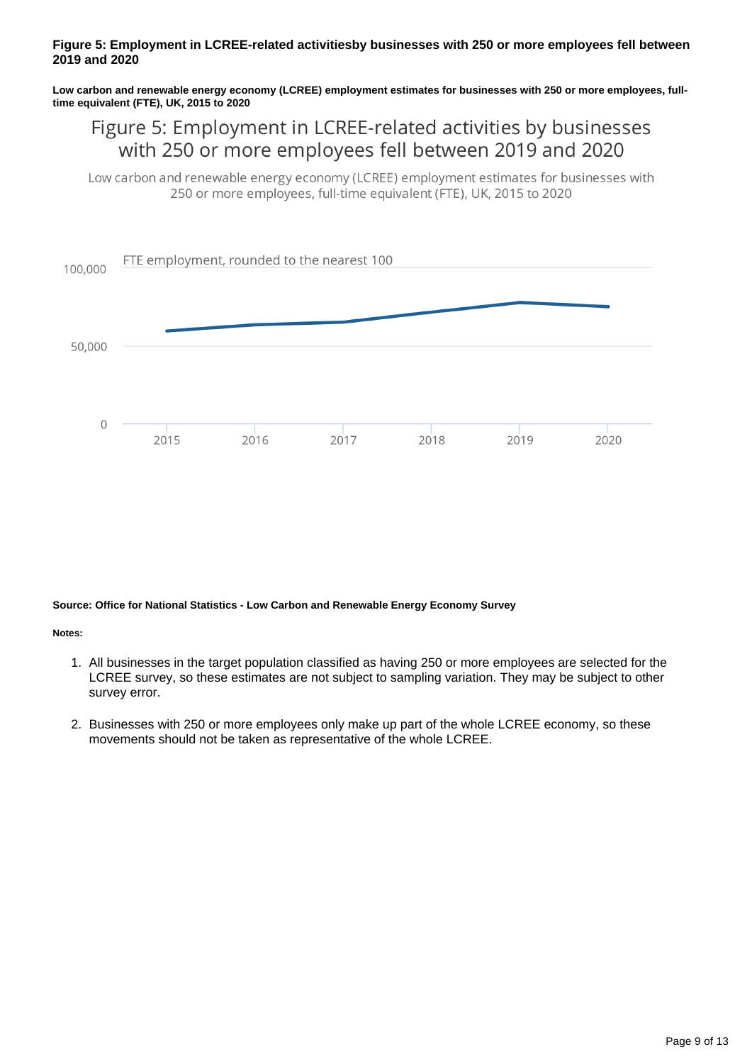**Figure 5: Employment in LCREE-related activitiesby businesses with 250 or more employees fell between 2019 and 2020**

**Low carbon and renewable energy economy (LCREE) employment estimates for businesses with 250 or more employees, full-time equivalent (FTE), UK, 2015 to 2020**

Figure 5: Employment in LCREE-related activities by businesses with 250 or more employees fell between 2019 and 2020

Low carbon and renewable energy economy (LCREE) employment estimates for businesses with 250 or more employees, full-time equivalent (FTE), UK, 2015 to 2020

FTE employment, rounded to the nearest 100

**Source: Office for National Statistics - Low Carbon and Renewable Energy Economy Survey**

**Notes:**

1. All businesses in the target population classified as having 250 or more employees are selected for the LCREE survey, so these estimates are not subject to sampling variation. They may be subject to other survey error.

2. Businesses with 250 or more employees only make up part of the whole LCREE economy, so these movements should not be taken as representative of the whole LCREE.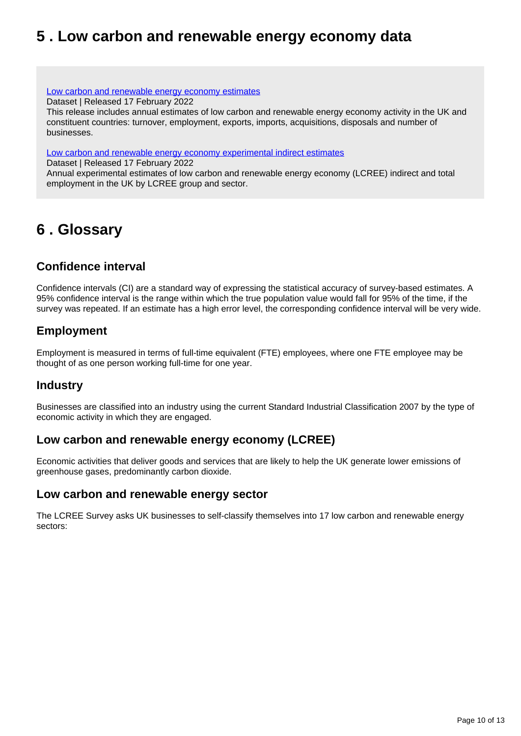## 5 . Low carbon and renewable energy economy data

[Low carbon and renewable energy economy estimates](#)
Dataset | Released 17 February 2022
This release includes annual estimates of low carbon and renewable energy economy activity in the UK and constituent countries: turnover, employment, exports, imports, acquisitions, disposals and number of businesses.

[Low carbon and renewable energy economy experimental indirect estimates](#)
Dataset | Released 17 February 2022
Annual experimental estimates of low carbon and renewable energy economy (LCREE) indirect and total employment in the UK by LCREE group and sector.

## 6 . Glossary

### Confidence interval

Confidence intervals (CI) are a standard way of expressing the statistical accuracy of survey-based estimates. A 95% confidence interval is the range within which the true population value would fall for 95% of the time, if the survey was repeated. If an estimate has a high error level, the corresponding confidence interval will be very wide.

### Employment

Employment is measured in terms of full-time equivalent (FTE) employees, where one FTE employee may be thought of as one person working full-time for one year.

### Industry

Businesses are classified into an industry using the current Standard Industrial Classification 2007 by the type of economic activity in which they are engaged.

### Low carbon and renewable energy economy (LCREE)

Economic activities that deliver goods and services that are likely to help the UK generate lower emissions of greenhouse gases, predominantly carbon dioxide.

### Low carbon and renewable energy sector

The LCREE Survey asks UK businesses to self-classify themselves into 17 low carbon and renewable energy sectors: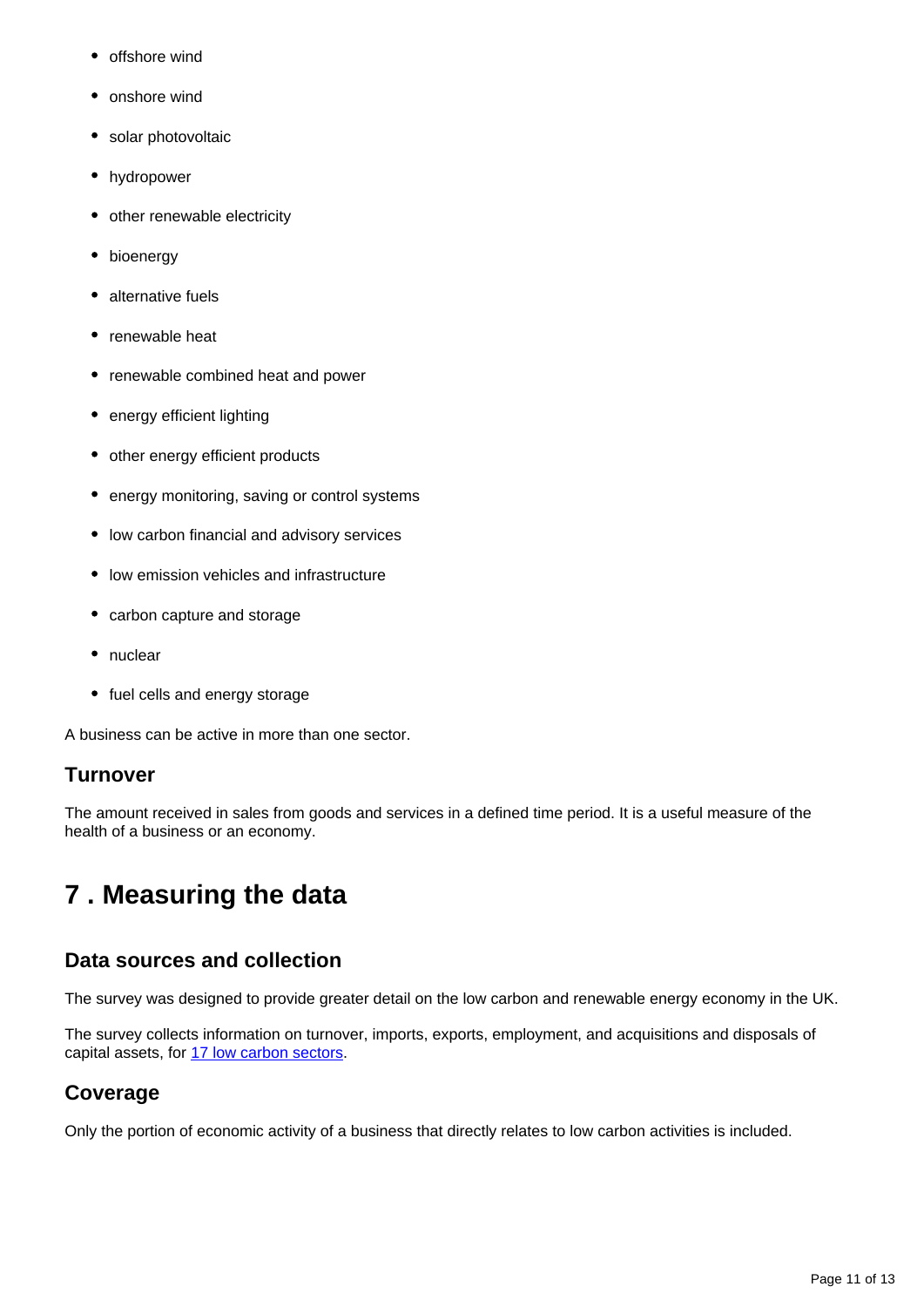- offshore wind
- onshore wind
- solar photovoltaic
- hydropower
- other renewable electricity
- bioenergy
- alternative fuels
- renewable heat
- renewable combined heat and power
- energy efficient lighting
- other energy efficient products
- energy monitoring, saving or control systems
- low carbon financial and advisory services
- low emission vehicles and infrastructure
- carbon capture and storage
- nuclear
- fuel cells and energy storage

A business can be active in more than one sector.

### Turnover

The amount received in sales from goods and services in a defined time period. It is a useful measure of the health of a business or an economy.

## 7 . Measuring the data

### Data sources and collection

The survey was designed to provide greater detail on the low carbon and renewable energy economy in the UK.

The survey collects information on turnover, imports, exports, employment, and acquisitions and disposals of capital assets, for 17 low carbon sectors.

### Coverage

Only the portion of economic activity of a business that directly relates to low carbon activities is included.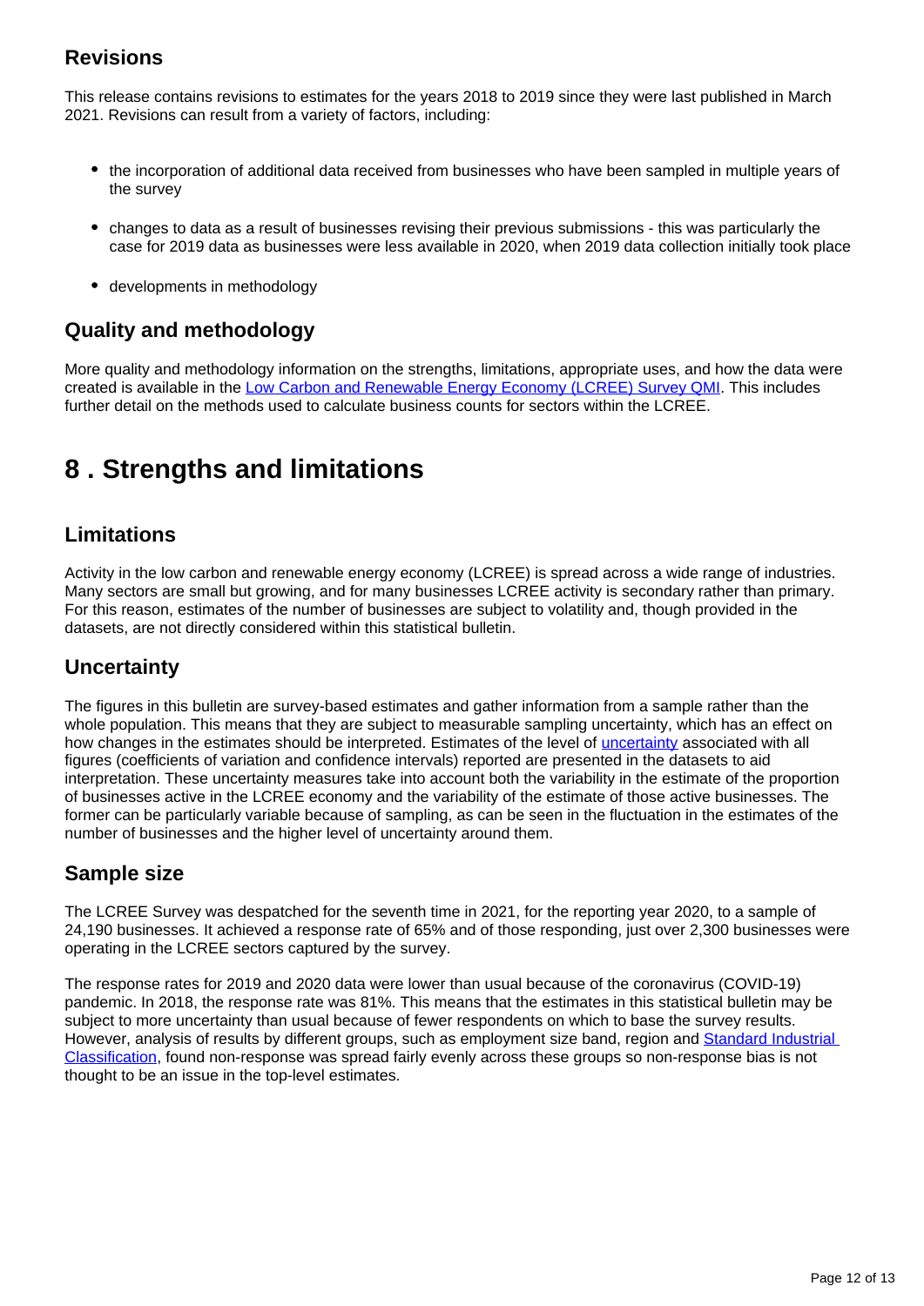### Revisions

This release contains revisions to estimates for the years 2018 to 2019 since they were last published in March 2021. Revisions can result from a variety of factors, including:

- the incorporation of additional data received from businesses who have been sampled in multiple years of the survey
- changes to data as a result of businesses revising their previous submissions - this was particularly the case for 2019 data as businesses were less available in 2020, when 2019 data collection initially took place
- developments in methodology

### Quality and methodology

More quality and methodology information on the strengths, limitations, appropriate uses, and how the data were created is available in the [Low Carbon and Renewable Energy Economy (LCREE) Survey QMI](). This includes further detail on the methods used to calculate business counts for sectors within the LCREE.

## 8 . Strengths and limitations

### Limitations

Activity in the low carbon and renewable energy economy (LCREE) is spread across a wide range of industries. Many sectors are small but growing, and for many businesses LCREE activity is secondary rather than primary. For this reason, estimates of the number of businesses are subject to volatility and, though provided in the datasets, are not directly considered within this statistical bulletin.

### Uncertainty

The figures in this bulletin are survey-based estimates and gather information from a sample rather than the whole population. This means that they are subject to measurable sampling uncertainty, which has an effect on how changes in the estimates should be interpreted. Estimates of the level of [uncertainty]() associated with all figures (coefficients of variation and confidence intervals) reported are presented in the datasets to aid interpretation. These uncertainty measures take into account both the variability in the estimate of the proportion of businesses active in the LCREE economy and the variability of the estimate of those active businesses. The former can be particularly variable because of sampling, as can be seen in the fluctuation in the estimates of the number of businesses and the higher level of uncertainty around them.

### Sample size

The LCREE Survey was despatched for the seventh time in 2021, for the reporting year 2020, to a sample of 24,190 businesses. It achieved a response rate of 65% and of those responding, just over 2,300 businesses were operating in the LCREE sectors captured by the survey.

The response rates for 2019 and 2020 data were lower than usual because of the coronavirus (COVID-19) pandemic. In 2018, the response rate was 81%. This means that the estimates in this statistical bulletin may be subject to more uncertainty than usual because of fewer respondents on which to base the survey results. However, analysis of results by different groups, such as employment size band, region and [Standard Industrial Classification](), found non-response was spread fairly evenly across these groups so non-response bias is not thought to be an issue in the top-level estimates.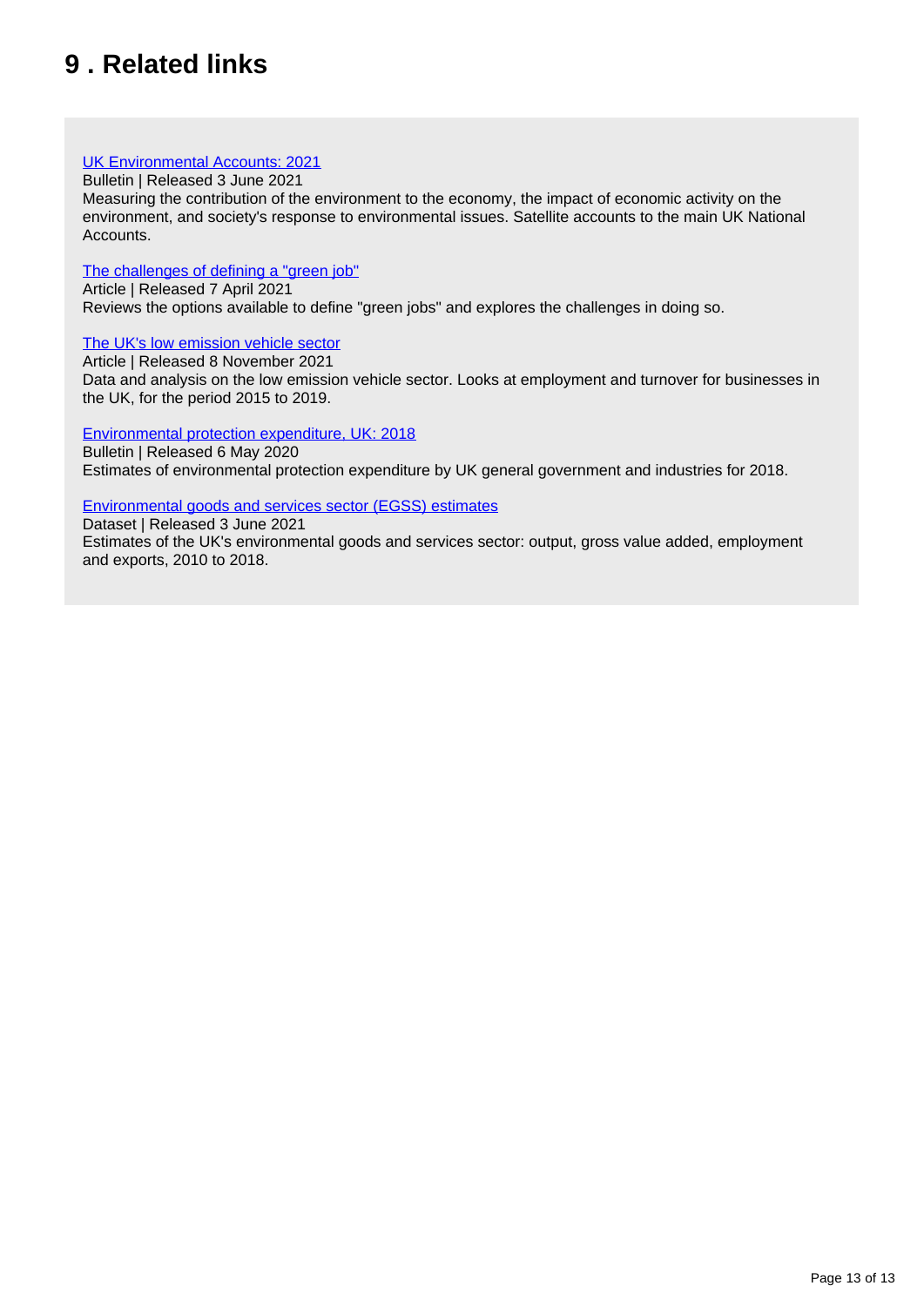## 9 . Related links

[UK Environmental Accounts: 2021]
Bulletin | Released 3 June 2021
Measuring the contribution of the environment to the economy, the impact of economic activity on the environment, and society's response to environmental issues. Satellite accounts to the main UK National Accounts.

[The challenges of defining a "green job"]
Article | Released 7 April 2021
Reviews the options available to define "green jobs" and explores the challenges in doing so.

[The UK's low emission vehicle sector]
Article | Released 8 November 2021
Data and analysis on the low emission vehicle sector. Looks at employment and turnover for businesses in the UK, for the period 2015 to 2019.

[Environmental protection expenditure, UK: 2018]
Bulletin | Released 6 May 2020
Estimates of environmental protection expenditure by UK general government and industries for 2018.

[Environmental goods and services sector (EGSS) estimates]
Dataset | Released 3 June 2021
Estimates of the UK's environmental goods and services sector: output, gross value added, employment and exports, 2010 to 2018.